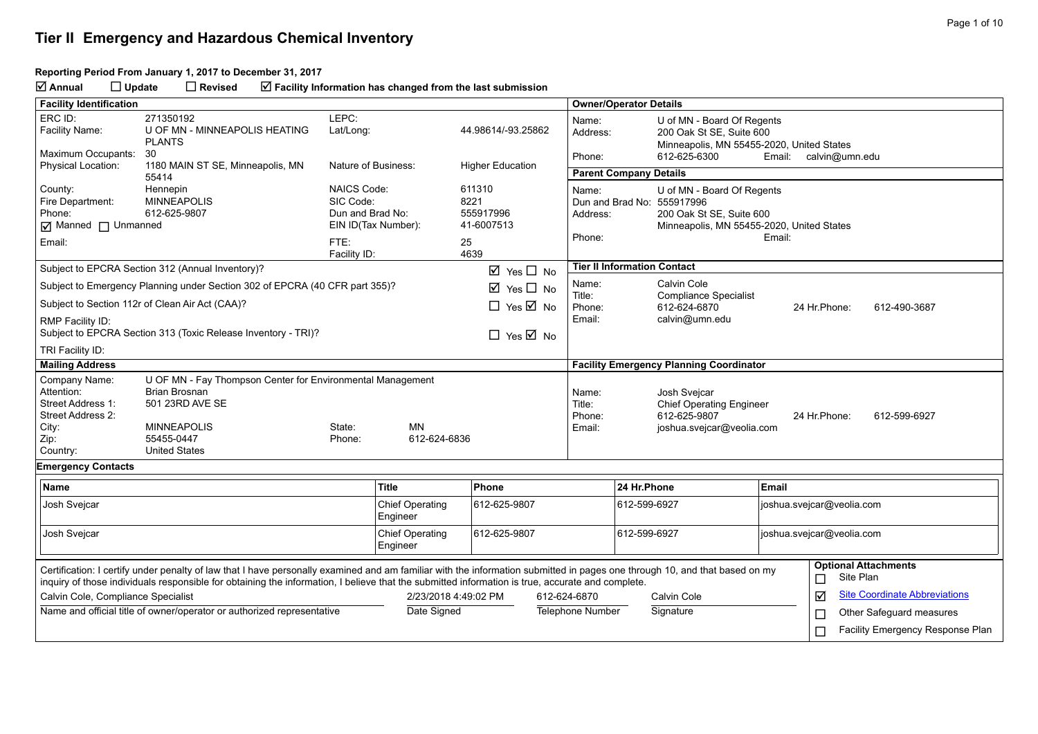# Tier II Emergency and Hazardous Chemical Inventory

**Reporting Period From January 1, 2017 to December 31, 2017**

☑ **Annual** ☐ **Update** ☐ **Revised** ☑ **Facility Information has changed from the last submission**

## Facility Identification

| | | | |
|---|---|---|---|
| ERC ID: | 271350192 | LEPC: | |
| Facility Name: | U OF MN - MINNEAPOLIS HEATING PLANTS | Lat/Long: | 44.98614/-93.25862 |
| Maximum Occupants: | 30 | | |
| Physical Location: | 1180 MAIN ST SE, Minneapolis, MN 55414 | Nature of Business: | Higher Education |
| County: | Hennepin | NAICS Code: | 611310 |
| Fire Department: | MINNEAPOLIS | SIC Code: | 8221 |
| Phone: | 612-625-9807 | Dun and Brad No: | 555917996 |
| ☑ Manned ☐ Unmanned | | EIN ID(Tax Number): | 41-6007513 |
| Email: | | FTE: | 25 |
| | | Facility ID: | 4639 |

| | |
|---|---|
| Subject to EPCRA Section 312 (Annual Inventory)? | ☑ Yes ☐ No |
| Subject to Emergency Planning under Section 302 of EPCRA (40 CFR part 355)? | ☑ Yes ☐ No |
| Subject to Section 112r of Clean Air Act (CAA)? | ☐ Yes ☑ No |
| RMP Facility ID: | |
| Subject to EPCRA Section 313 (Toxic Release Inventory - TRI)? | ☐ Yes ☑ No |
| TRI Facility ID: | |

## Owner/Operator Details

Name: U of MN - Board Of Regents
Address: 200 Oak St SE, Suite 600
Minneapolis, MN 55455-2020, United States
Phone: 612-625-6300 Email: calvin@umn.edu

## Parent Company Details

Name: U of MN - Board Of Regents
Dun and Brad No: 555917996
Address: 200 Oak St SE, Suite 600
Minneapolis, MN 55455-2020, United States
Phone: Email:

## Tier II Information Contact

Name: Calvin Cole
Title: Compliance Specialist
Phone: 612-624-6870 24 Hr.Phone: 612-490-3687
Email: calvin@umn.edu

## Mailing Address

| | | | |
|---|---|---|---|
| Company Name: | U OF MN - Fay Thompson Center for Environmental Management | | |
| Attention: | Brian Brosnan | | |
| Street Address 1: | 501 23RD AVE SE | | |
| Street Address 2: | | | |
| City: | MINNEAPOLIS | State: | MN |
| Zip: | 55455-0447 | Phone: | 612-624-6836 |
| Country: | United States | | |

## Facility Emergency Planning Coordinator

Name: Josh Svejcar
Title: Chief Operating Engineer
Phone: 612-625-9807 24 Hr.Phone: 612-599-6927
Email: joshua.svejcar@veolia.com

## Emergency Contacts

| Name | Title | Phone | 24 Hr.Phone | Email |
|---|---|---|---|---|
| Josh Svejcar | Chief Operating Engineer | 612-625-9807 | 612-599-6927 | joshua.svejcar@veolia.com |
| Josh Svejcar | Chief Operating Engineer | 612-625-9807 | 612-599-6927 | joshua.svejcar@veolia.com |

Certification: I certify under penalty of law that I have personally examined and am familiar with the information submitted in pages one through 10, and that based on my inquiry of those individuals responsible for obtaining the information, I believe that the submitted information is true, accurate and complete.

| Calvin Cole, Compliance Specialist | 2/23/2018 4:49:02 PM | 612-624-6870 | Calvin Cole |
|---|---|---|---|
| Name and official title of owner/operator or authorized representative | Date Signed | Telephone Number | Signature |

**Optional Attachments**

- ☐ Site Plan
- ☑ Site Coordinate Abbreviations
- ☐ Other Safeguard measures
- ☐ Facility Emergency Response Plan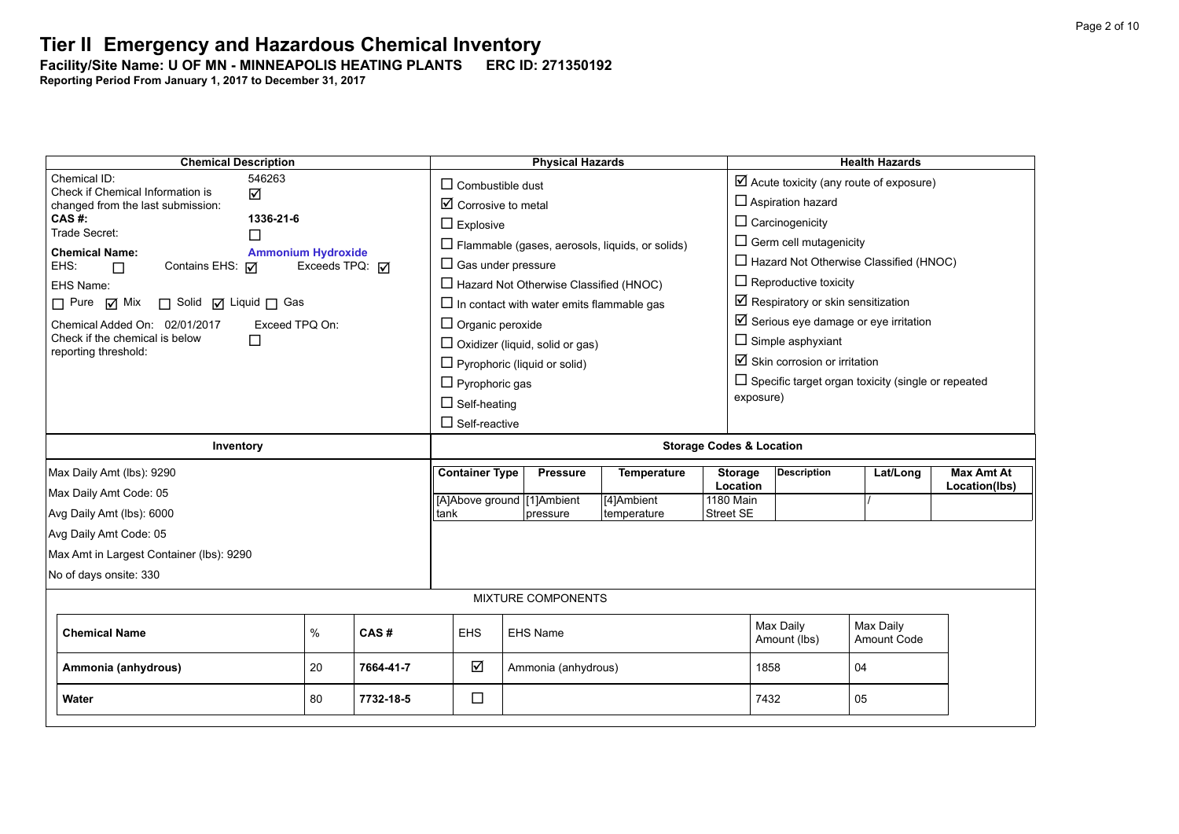# Tier II Emergency and Hazardous Chemical Inventory

**Facility/Site Name: U OF MN - MINNEAPOLIS HEATING PLANTS ERC ID: 271350192**

**Reporting Period From January 1, 2017 to December 31, 2017**

| Chemical Description | Physical Hazards | Health Hazards |
|---|---|---|
| Chemical ID: 546263<br>Check if Chemical Information is changed from the last submission: ☑<br>**CAS #:** **1336-21-6**<br>Trade Secret: ☐<br>**Chemical Name:** **Ammonium Hydroxide**<br>EHS: ☐ Contains EHS: ☑ Exceeds TPQ: ☑<br>EHS Name:<br>☐ Pure ☑ Mix ☐ Solid ☑ Liquid ☐ Gas<br>Chemical Added On: 02/01/2017 Exceed TPQ On:<br>Check if the chemical is below reporting threshold: ☐ | ☐ Combustible dust<br>☑ Corrosive to metal<br>☐ Explosive<br>☐ Flammable (gases, aerosols, liquids, or solids)<br>☐ Gas under pressure<br>☐ Hazard Not Otherwise Classified (HNOC)<br>☐ In contact with water emits flammable gas<br>☐ Organic peroxide<br>☐ Oxidizer (liquid, solid or gas)<br>☐ Pyrophoric (liquid or solid)<br>☐ Pyrophoric gas<br>☐ Self-heating<br>☐ Self-reactive | ☑ Acute toxicity (any route of exposure)<br>☐ Aspiration hazard<br>☐ Carcinogenicity<br>☐ Germ cell mutagenicity<br>☐ Hazard Not Otherwise Classified (HNOC)<br>☐ Reproductive toxicity<br>☑ Respiratory or skin sensitization<br>☑ Serious eye damage or eye irritation<br>☐ Simple asphyxiant<br>☑ Skin corrosion or irritation<br>☐ Specific target organ toxicity (single or repeated exposure) |

**Inventory**

Max Daily Amt (lbs): 9290

Max Daily Amt Code: 05

Avg Daily Amt (lbs): 6000

Avg Daily Amt Code: 05

Max Amt in Largest Container (lbs): 9290

No of days onsite: 330

**Storage Codes & Location**

| Container Type | Pressure | Temperature | Storage Location | Description | Lat/Long | Max Amt At Location(lbs) |
|---|---|---|---|---|---|---|
| [A]Above ground tank | [1]Ambient pressure | [4]Ambient temperature | 1180 Main Street SE | | / | |

MIXTURE COMPONENTS

| Chemical Name | % | CAS # | EHS | EHS Name | Max Daily Amount (lbs) | Max Daily Amount Code |
|---|---|---|---|---|---|---|
| **Ammonia (anhydrous)** | 20 | **7664-41-7** | ☑ | Ammonia (anhydrous) | 1858 | 04 |
| **Water** | 80 | **7732-18-5** | ☐ | | 7432 | 05 |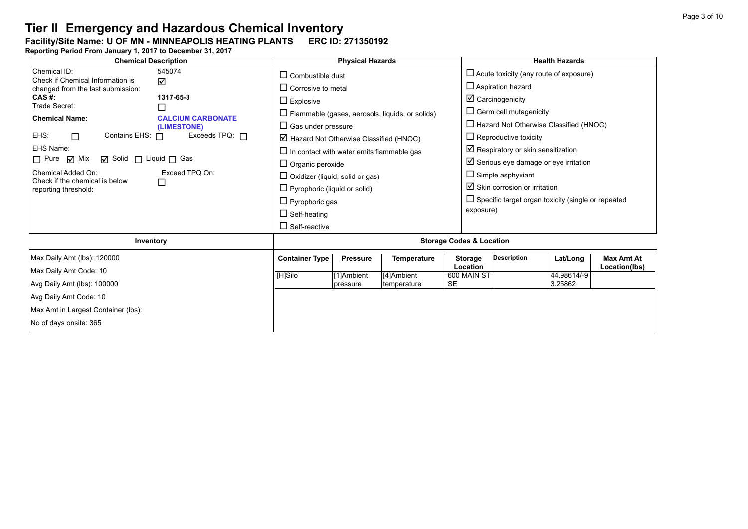# Tier II Emergency and Hazardous Chemical Inventory

**Facility/Site Name: U OF MN - MINNEAPOLIS HEATING PLANTS ERC ID: 271350192**

**Reporting Period From January 1, 2017 to December 31, 2017**

## Chemical Description

Chemical ID: 545074

Check if Chemical Information is changed from the last submission: ☑

**CAS #:** **1317-65-3**

Trade Secret: ☐

**Chemical Name:** **CALCIUM CARBONATE (LIMESTONE)**

EHS: ☐ Contains EHS: ☐ Exceeds TPQ: ☐

EHS Name:

☐ Pure ☑ Mix ☑ Solid ☐ Liquid ☐ Gas

Chemical Added On: Exceed TPQ On:

Check if the chemical is below reporting threshold: ☐

## Physical Hazards

- ☐ Combustible dust
- ☐ Corrosive to metal
- ☐ Explosive
- ☐ Flammable (gases, aerosols, liquids, or solids)
- ☐ Gas under pressure
- ☑ Hazard Not Otherwise Classified (HNOC)
- ☐ In contact with water emits flammable gas
- ☐ Organic peroxide
- ☐ Oxidizer (liquid, solid or gas)
- ☐ Pyrophoric (liquid or solid)
- ☐ Pyrophoric gas
- ☐ Self-heating
- ☐ Self-reactive

## Health Hazards

- ☐ Acute toxicity (any route of exposure)
- ☐ Aspiration hazard
- ☑ Carcinogenicity
- ☐ Germ cell mutagenicity
- ☐ Hazard Not Otherwise Classified (HNOC)
- ☐ Reproductive toxicity
- ☑ Respiratory or skin sensitization
- ☑ Serious eye damage or eye irritation
- ☐ Simple asphyxiant
- ☑ Skin corrosion or irritation
- ☐ Specific target organ toxicity (single or repeated exposure)

## Inventory

Max Daily Amt (lbs): 120000

Max Daily Amt Code: 10

Avg Daily Amt (lbs): 100000

Avg Daily Amt Code: 10

Max Amt in Largest Container (lbs):

No of days onsite: 365

## Storage Codes & Location

| Container Type | Pressure | Temperature | Storage Location | Description | Lat/Long | Max Amt At Location(lbs) |
|---|---|---|---|---|---|---|
| [H]Silo | [1]Ambient pressure | [4]Ambient temperature | 600 MAIN ST SE | | 44.98614/-93.25862 | |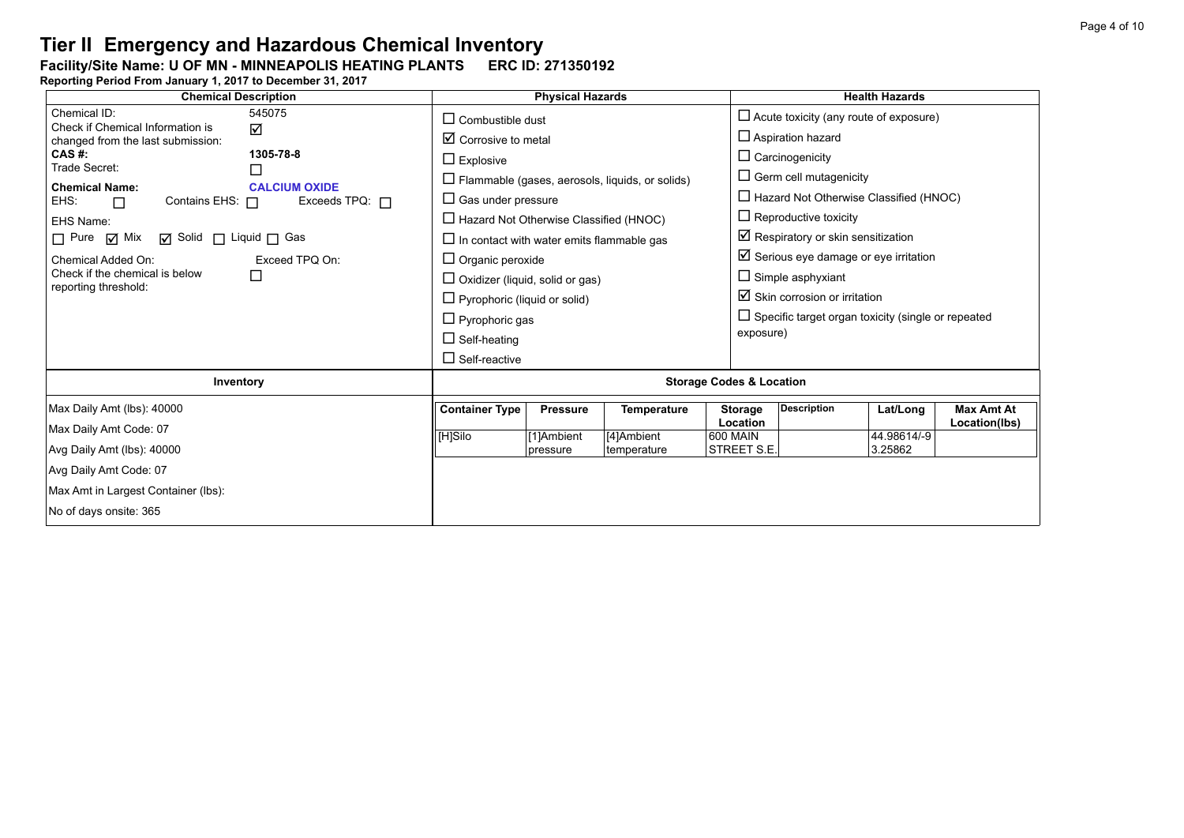# Tier II Emergency and Hazardous Chemical Inventory

**Facility/Site Name: U OF MN - MINNEAPOLIS HEATING PLANTS ERC ID: 271350192**

**Reporting Period From January 1, 2017 to December 31, 2017**

## Chemical Description

Chemical ID: 545075

Check if Chemical Information is changed from the last submission: ☑

**CAS #:** **1305-78-8**

Trade Secret: ☐

**Chemical Name:** **CALCIUM OXIDE**

EHS: ☐ Contains EHS: ☐ Exceeds TPQ: ☐

EHS Name:

☐ Pure ☑ Mix ☑ Solid ☐ Liquid ☐ Gas

Chemical Added On: Exceed TPQ On:

Check if the chemical is below reporting threshold: ☐

## Physical Hazards

- ☐ Combustible dust
- ☑ Corrosive to metal
- ☐ Explosive
- ☐ Flammable (gases, aerosols, liquids, or solids)
- ☐ Gas under pressure
- ☐ Hazard Not Otherwise Classified (HNOC)
- ☐ In contact with water emits flammable gas
- ☐ Organic peroxide
- ☐ Oxidizer (liquid, solid or gas)
- ☐ Pyrophoric (liquid or solid)
- ☐ Pyrophoric gas
- ☐ Self-heating
- ☐ Self-reactive

## Health Hazards

- ☐ Acute toxicity (any route of exposure)
- ☐ Aspiration hazard
- ☐ Carcinogenicity
- ☐ Germ cell mutagenicity
- ☐ Hazard Not Otherwise Classified (HNOC)
- ☐ Reproductive toxicity
- ☑ Respiratory or skin sensitization
- ☑ Serious eye damage or eye irritation
- ☐ Simple asphyxiant
- ☑ Skin corrosion or irritation
- ☐ Specific target organ toxicity (single or repeated exposure)

## Inventory

Max Daily Amt (lbs): 40000

Max Daily Amt Code: 07

Avg Daily Amt (lbs): 40000

Avg Daily Amt Code: 07

Max Amt in Largest Container (lbs):

No of days onsite: 365

## Storage Codes & Location

| Container Type | Pressure | Temperature | Storage Location | Description | Lat/Long | Max Amt At Location(lbs) |
|---|---|---|---|---|---|---|
| [H]Silo | [1]Ambient pressure | [4]Ambient temperature | 600 MAIN STREET S.E. | | 44.98614/-93.25862 | |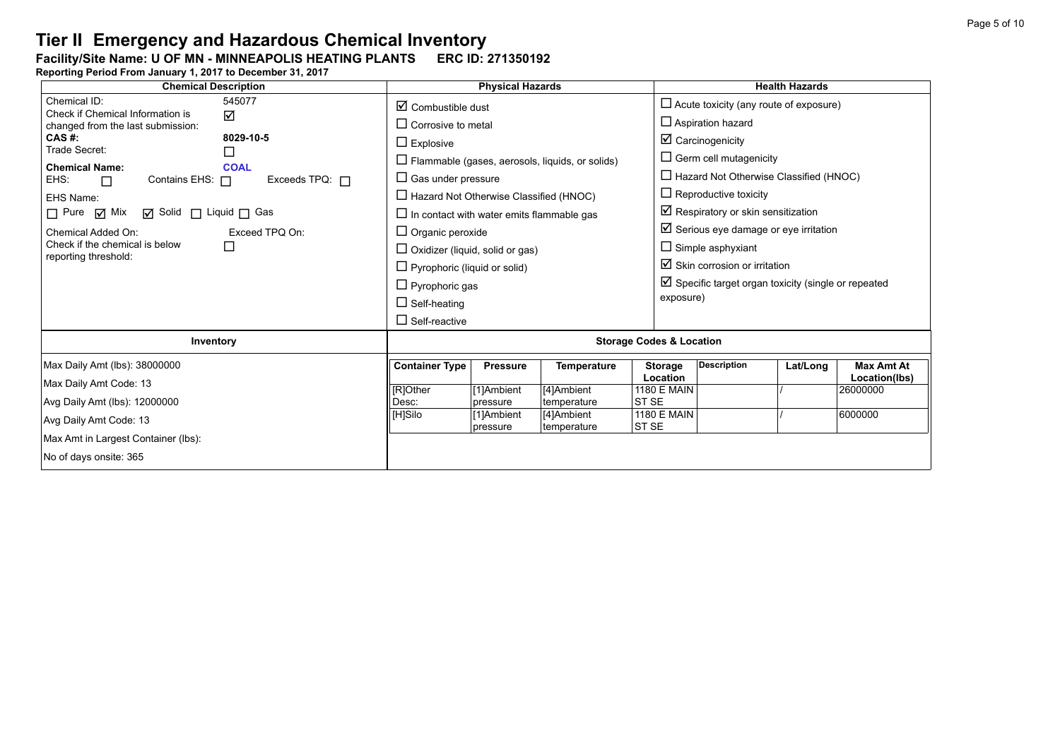# Tier II Emergency and Hazardous Chemical Inventory

**Facility/Site Name: U OF MN - MINNEAPOLIS HEATING PLANTS ERC ID: 271350192**

**Reporting Period From January 1, 2017 to December 31, 2017**

| Chemical Description | Physical Hazards | Health Hazards |
|---|---|---|
| Chemical ID: 545077<br>Check if Chemical Information is changed from the last submission: ☑<br>**CAS #:** **8029-10-5**<br>Trade Secret: ☐<br>**Chemical Name:** **COAL**<br>EHS: ☐ Contains EHS: ☐ Exceeds TPQ: ☐<br>EHS Name:<br>☐ Pure ☑ Mix ☑ Solid ☐ Liquid ☐ Gas<br>Chemical Added On: Exceed TPQ On:<br>Check if the chemical is below reporting threshold: ☐ | ☑ Combustible dust<br>☐ Corrosive to metal<br>☐ Explosive<br>☐ Flammable (gases, aerosols, liquids, or solids)<br>☐ Gas under pressure<br>☐ Hazard Not Otherwise Classified (HNOC)<br>☐ In contact with water emits flammable gas<br>☐ Organic peroxide<br>☐ Oxidizer (liquid, solid or gas)<br>☐ Pyrophoric (liquid or solid)<br>☐ Pyrophoric gas<br>☐ Self-heating<br>☐ Self-reactive | ☐ Acute toxicity (any route of exposure)<br>☐ Aspiration hazard<br>☑ Carcinogenicity<br>☐ Germ cell mutagenicity<br>☐ Hazard Not Otherwise Classified (HNOC)<br>☐ Reproductive toxicity<br>☑ Respiratory or skin sensitization<br>☑ Serious eye damage or eye irritation<br>☐ Simple asphyxiant<br>☑ Skin corrosion or irritation<br>☑ Specific target organ toxicity (single or repeated exposure) |

**Inventory**

Max Daily Amt (lbs): 38000000

Max Daily Amt Code: 13

Avg Daily Amt (lbs): 12000000

Avg Daily Amt Code: 13

Max Amt in Largest Container (lbs):

No of days onsite: 365

**Storage Codes & Location**

| Container Type | Pressure | Temperature | Storage Location | Description | Lat/Long | Max Amt At Location(lbs) |
|---|---|---|---|---|---|---|
| [R]Other Desc: | [1]Ambient pressure | [4]Ambient temperature | 1180 E MAIN ST SE | | / | 26000000 |
| [H]Silo | [1]Ambient pressure | [4]Ambient temperature | 1180 E MAIN ST SE | | / | 6000000 |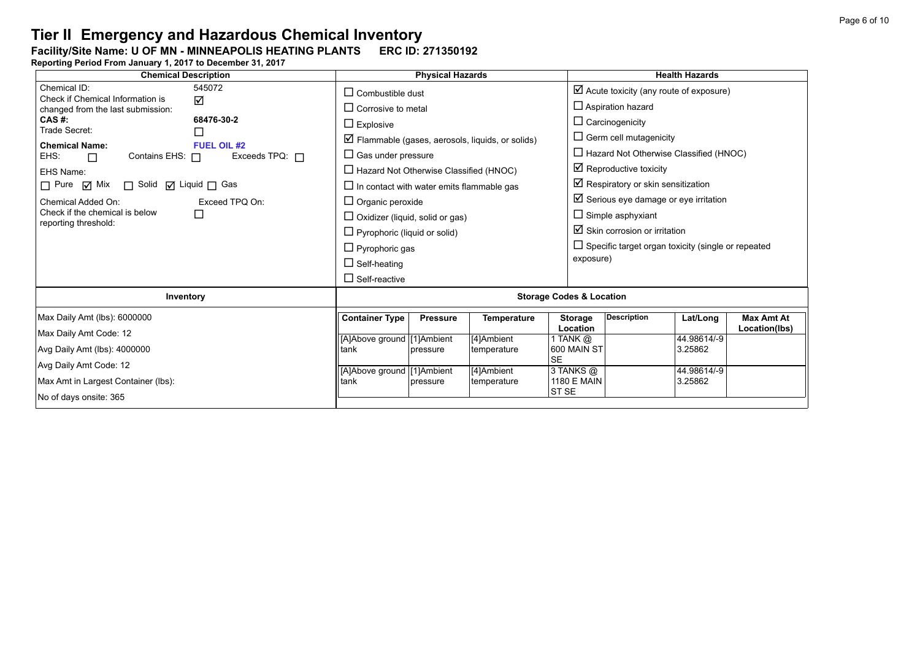# Tier II Emergency and Hazardous Chemical Inventory

**Facility/Site Name: U OF MN - MINNEAPOLIS HEATING PLANTS ERC ID: 271350192**

**Reporting Period From January 1, 2017 to December 31, 2017**

| Chemical Description | | Physical Hazards | Health Hazards |
|---|---|---|---|
| Chemical ID: | 545072 | ☐ Combustible dust | ☑ Acute toxicity (any route of exposure) |
| Check if Chemical Information is changed from the last submission: | ☑ | ☐ Corrosive to metal | ☐ Aspiration hazard |
| **CAS #:** | **68476-30-2** | ☐ Explosive | ☐ Carcinogenicity |
| Trade Secret: | ☐ | ☑ Flammable (gases, aerosols, liquids, or solids) | ☐ Germ cell mutagenicity |
| **Chemical Name:** | **FUEL OIL #2** | ☐ Gas under pressure | ☐ Hazard Not Otherwise Classified (HNOC) |
| EHS: ☐ Contains EHS: ☐ | Exceeds TPQ: ☐ | ☐ Hazard Not Otherwise Classified (HNOC) | ☑ Reproductive toxicity |
| EHS Name: | | ☐ In contact with water emits flammable gas | ☑ Respiratory or skin sensitization |
| ☐ Pure ☑ Mix ☐ Solid ☑ Liquid ☐ Gas | | ☐ Organic peroxide | ☑ Serious eye damage or eye irritation |
| Chemical Added On: | Exceed TPQ On: | ☐ Oxidizer (liquid, solid or gas) | ☐ Simple asphyxiant |
| Check if the chemical is below reporting threshold: | ☐ | ☐ Pyrophoric (liquid or solid) | ☑ Skin corrosion or irritation |
| | | ☐ Pyrophoric gas | ☐ Specific target organ toxicity (single or repeated exposure) |
| | | ☐ Self-heating | |
| | | ☐ Self-reactive | |

**Inventory**

Max Daily Amt (lbs): 6000000

Max Daily Amt Code: 12

Avg Daily Amt (lbs): 4000000

Avg Daily Amt Code: 12

Max Amt in Largest Container (lbs):

No of days onsite: 365

**Storage Codes & Location**

| Container Type | Pressure | Temperature | Storage Location | Description | Lat/Long | Max Amt At Location(lbs) |
|---|---|---|---|---|---|---|
| [A]Above ground tank | [1]Ambient pressure | [4]Ambient temperature | 1 TANK @ 600 MAIN ST SE | | 44.98614/-93.25862 | |
| [A]Above ground tank | [1]Ambient pressure | [4]Ambient temperature | 3 TANKS @ 1180 E MAIN ST SE | | 44.98614/-93.25862 | |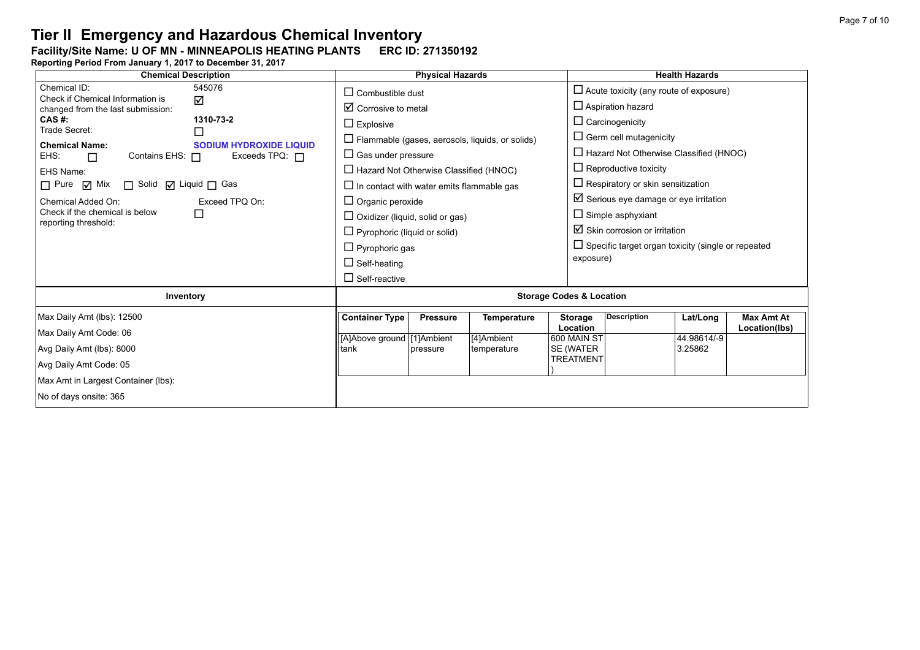# Tier II Emergency and Hazardous Chemical Inventory

**Facility/Site Name: U OF MN - MINNEAPOLIS HEATING PLANTS    ERC ID: 271350192**

**Reporting Period From January 1, 2017 to December 31, 2017**

| Chemical Description | Physical Hazards | Health Hazards |
|---|---|---|
| Chemical ID: 545076<br>Check if Chemical Information is changed from the last submission: ☑<br>**CAS #: 1310-73-2**<br>Trade Secret: ☐<br>**Chemical Name: SODIUM HYDROXIDE LIQUID**<br>EHS: ☐ Contains EHS: ☐ Exceeds TPQ: ☐<br>EHS Name:<br>☐ Pure ☑ Mix ☐ Solid ☑ Liquid ☐ Gas<br>Chemical Added On: Exceed TPQ On:<br>Check if the chemical is below reporting threshold: ☐ | ☐ Combustible dust<br>☑ Corrosive to metal<br>☐ Explosive<br>☐ Flammable (gases, aerosols, liquids, or solids)<br>☐ Gas under pressure<br>☐ Hazard Not Otherwise Classified (HNOC)<br>☐ In contact with water emits flammable gas<br>☐ Organic peroxide<br>☐ Oxidizer (liquid, solid or gas)<br>☐ Pyrophoric (liquid or solid)<br>☐ Pyrophoric gas<br>☐ Self-heating<br>☐ Self-reactive | ☐ Acute toxicity (any route of exposure)<br>☐ Aspiration hazard<br>☐ Carcinogenicity<br>☐ Germ cell mutagenicity<br>☐ Hazard Not Otherwise Classified (HNOC)<br>☐ Reproductive toxicity<br>☐ Respiratory or skin sensitization<br>☑ Serious eye damage or eye irritation<br>☐ Simple asphyxiant<br>☑ Skin corrosion or irritation<br>☐ Specific target organ toxicity (single or repeated exposure) |

**Inventory**

Max Daily Amt (lbs): 12500

Max Daily Amt Code: 06

Avg Daily Amt (lbs): 8000

Avg Daily Amt Code: 05

Max Amt in Largest Container (lbs):

No of days onsite: 365

**Storage Codes & Location**

| Container Type | Pressure | Temperature | Storage Location | Description | Lat/Long | Max Amt At Location(lbs) |
|---|---|---|---|---|---|---|
| [A]Above ground tank | [1]Ambient pressure | [4]Ambient temperature | 600 MAIN ST SE (WATER TREATMENT) | | 44.98614/-93.25862 | |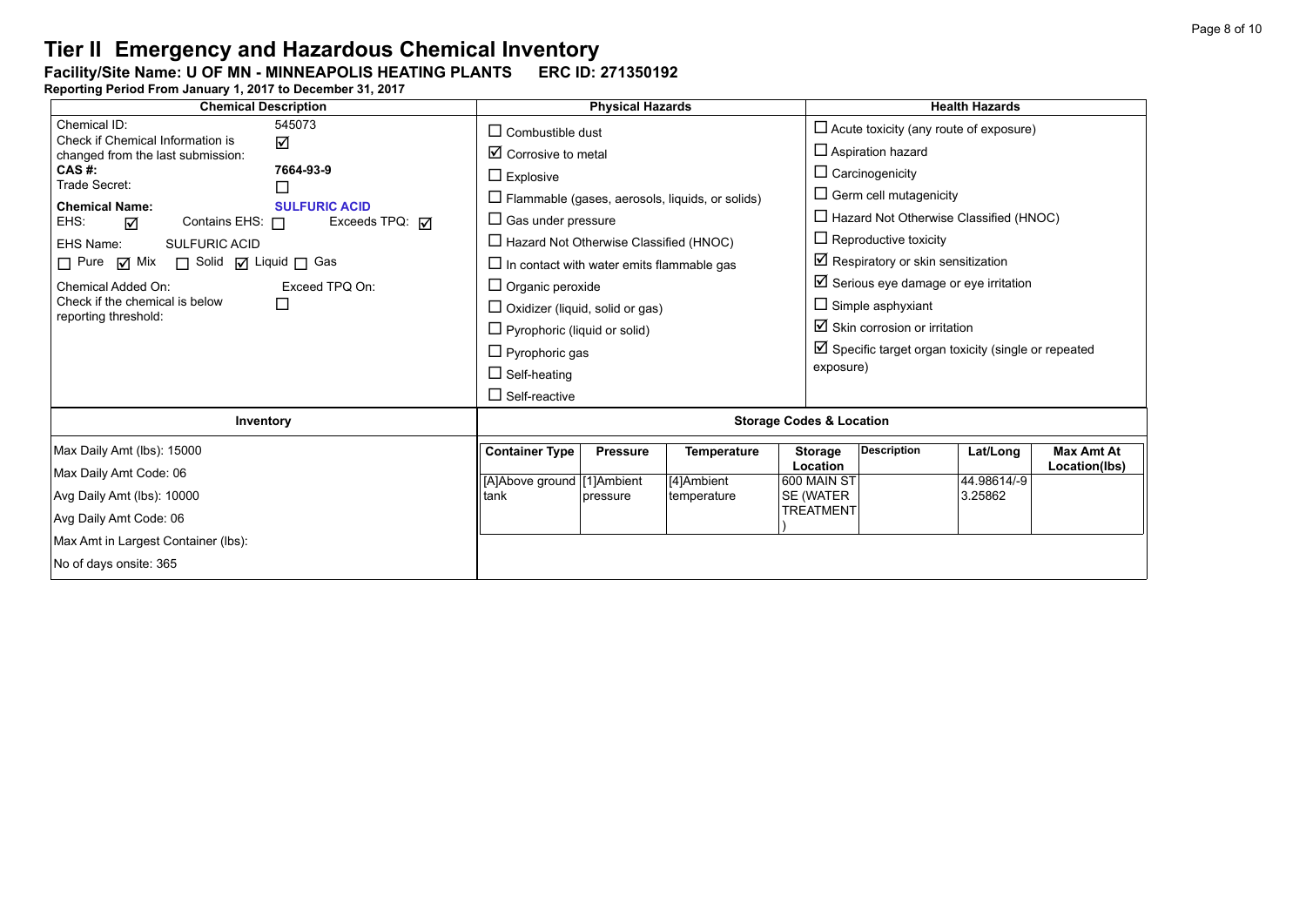# Tier II Emergency and Hazardous Chemical Inventory

**Facility/Site Name: U OF MN - MINNEAPOLIS HEATING PLANTS ERC ID: 271350192**

**Reporting Period From January 1, 2017 to December 31, 2017**

| Chemical Description | Physical Hazards | Health Hazards |
|---|---|---|
| Chemical ID: 545073<br>Check if Chemical Information is changed from the last submission: ☑<br>**CAS #: 7664-93-9**<br>Trade Secret: ☐<br>**Chemical Name: SULFURIC ACID**<br>EHS: ☑ Contains EHS: ☐ Exceeds TPQ: ☑<br>EHS Name: SULFURIC ACID<br>☐ Pure ☑ Mix ☐ Solid ☑ Liquid ☐ Gas<br>Chemical Added On: Exceed TPQ On:<br>Check if the chemical is below reporting threshold: ☐ | ☐ Combustible dust<br>☑ Corrosive to metal<br>☐ Explosive<br>☐ Flammable (gases, aerosols, liquids, or solids)<br>☐ Gas under pressure<br>☐ Hazard Not Otherwise Classified (HNOC)<br>☐ In contact with water emits flammable gas<br>☐ Organic peroxide<br>☐ Oxidizer (liquid, solid or gas)<br>☐ Pyrophoric (liquid or solid)<br>☐ Pyrophoric gas<br>☐ Self-heating<br>☐ Self-reactive | ☐ Acute toxicity (any route of exposure)<br>☐ Aspiration hazard<br>☐ Carcinogenicity<br>☐ Germ cell mutagenicity<br>☐ Hazard Not Otherwise Classified (HNOC)<br>☐ Reproductive toxicity<br>☑ Respiratory or skin sensitization<br>☑ Serious eye damage or eye irritation<br>☐ Simple asphyxiant<br>☑ Skin corrosion or irritation<br>☑ Specific target organ toxicity (single or repeated exposure) |

**Inventory**

Max Daily Amt (lbs): 15000

Max Daily Amt Code: 06

Avg Daily Amt (lbs): 10000

Avg Daily Amt Code: 06

Max Amt in Largest Container (lbs):

No of days onsite: 365

**Storage Codes & Location**

| Container Type | Pressure | Temperature | Storage Location | Description | Lat/Long | Max Amt At Location(lbs) |
|---|---|---|---|---|---|---|
| [A]Above ground tank | [1]Ambient pressure | [4]Ambient temperature | 600 MAIN ST SE (WATER TREATMENT) | | 44.98614/-93.25862 | |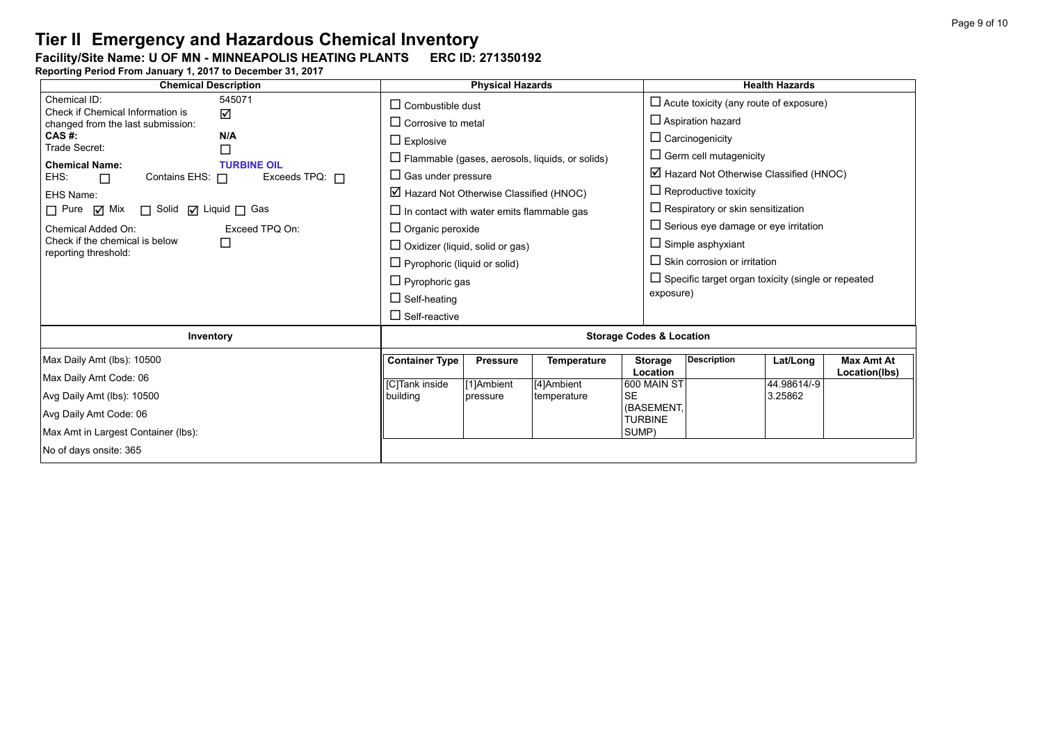# Tier II Emergency and Hazardous Chemical Inventory

**Facility/Site Name: U OF MN - MINNEAPOLIS HEATING PLANTS ERC ID: 271350192**

**Reporting Period From January 1, 2017 to December 31, 2017**

| Chemical Description | Physical Hazards | Health Hazards |
|---|---|---|
| Chemical ID: 545071<br>Check if Chemical Information is changed from the last submission: ☑<br>**CAS #:** **N/A**<br>Trade Secret: ☐<br>**Chemical Name:** **TURBINE OIL**<br>EHS: ☐ Contains EHS: ☐ Exceeds TPQ: ☐<br>EHS Name:<br>☐ Pure ☑ Mix ☐ Solid ☑ Liquid ☐ Gas<br>Chemical Added On: Exceed TPQ On:<br>Check if the chemical is below reporting threshold: ☐ | ☐ Combustible dust<br>☐ Corrosive to metal<br>☐ Explosive<br>☐ Flammable (gases, aerosols, liquids, or solids)<br>☐ Gas under pressure<br>☑ Hazard Not Otherwise Classified (HNOC)<br>☐ In contact with water emits flammable gas<br>☐ Organic peroxide<br>☐ Oxidizer (liquid, solid or gas)<br>☐ Pyrophoric (liquid or solid)<br>☐ Pyrophoric gas<br>☐ Self-heating<br>☐ Self-reactive | ☐ Acute toxicity (any route of exposure)<br>☐ Aspiration hazard<br>☐ Carcinogenicity<br>☐ Germ cell mutagenicity<br>☑ Hazard Not Otherwise Classified (HNOC)<br>☐ Reproductive toxicity<br>☐ Respiratory or skin sensitization<br>☐ Serious eye damage or eye irritation<br>☐ Simple asphyxiant<br>☐ Skin corrosion or irritation<br>☐ Specific target organ toxicity (single or repeated exposure) |

**Inventory**

Max Daily Amt (lbs): 10500

Max Daily Amt Code: 06

Avg Daily Amt (lbs): 10500

Avg Daily Amt Code: 06

Max Amt in Largest Container (lbs):

No of days onsite: 365

**Storage Codes & Location**

| Container Type | Pressure | Temperature | Storage Location | Description | Lat/Long | Max Amt At Location(lbs) |
|---|---|---|---|---|---|---|
| [C]Tank inside building | [1]Ambient pressure | [4]Ambient temperature | 600 MAIN ST SE (BASEMENT, TURBINE SUMP) | | 44.98614/-93.25862 | |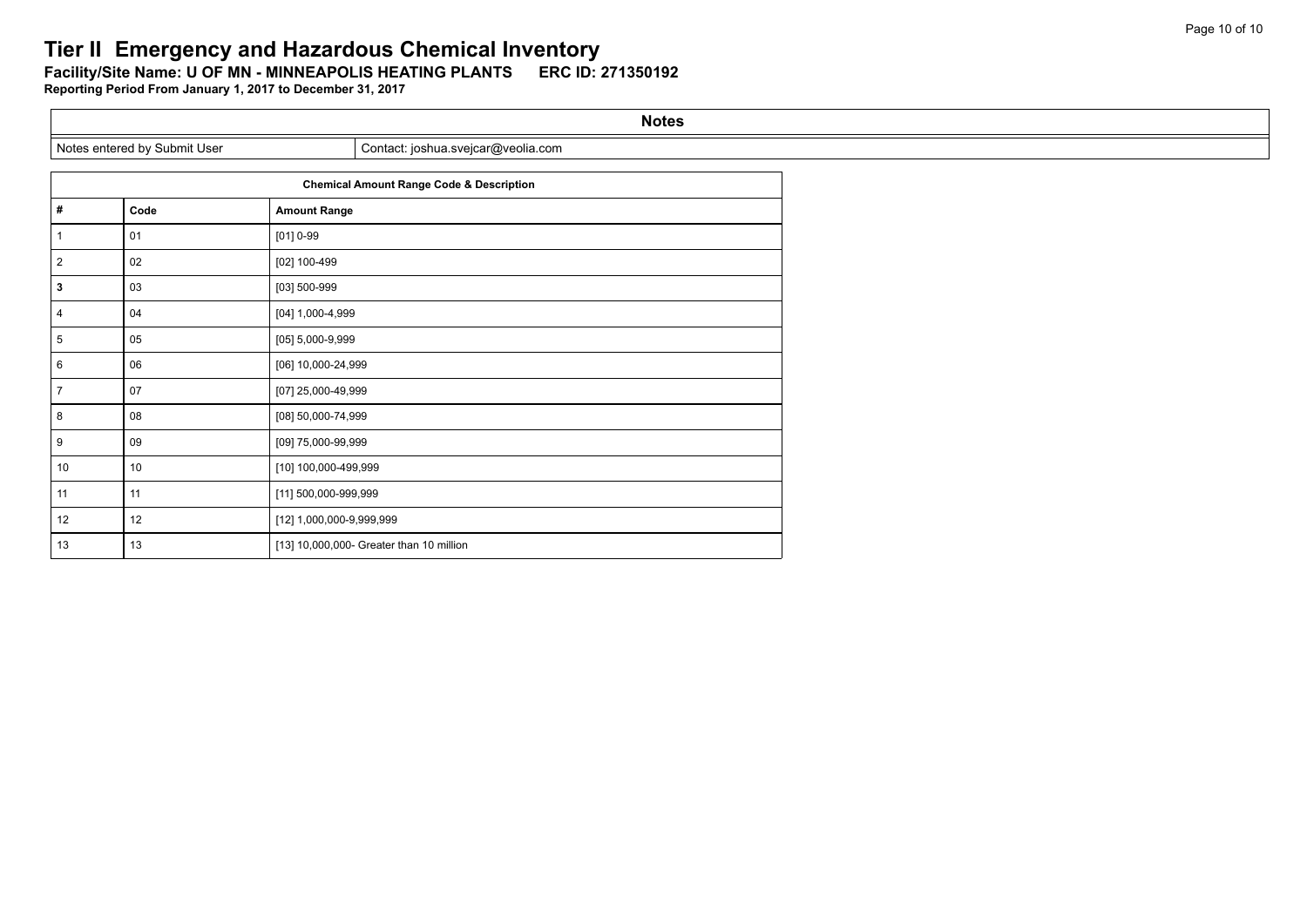# Tier II Emergency and Hazardous Chemical Inventory

**Facility/Site Name: U OF MN - MINNEAPOLIS HEATING PLANTS ERC ID: 271350192**

**Reporting Period From January 1, 2017 to December 31, 2017**

| Notes | |
|---|---|
| Notes entered by Submit User | Contact: joshua.svejcar@veolia.com |

**Chemical Amount Range Code & Description**

| # | Code | Amount Range |
|---|---|---|
| 1 | 01 | [01] 0-99 |
| 2 | 02 | [02] 100-499 |
| 3 | 03 | [03] 500-999 |
| 4 | 04 | [04] 1,000-4,999 |
| 5 | 05 | [05] 5,000-9,999 |
| 6 | 06 | [06] 10,000-24,999 |
| 7 | 07 | [07] 25,000-49,999 |
| 8 | 08 | [08] 50,000-74,999 |
| 9 | 09 | [09] 75,000-99,999 |
| 10 | 10 | [10] 100,000-499,999 |
| 11 | 11 | [11] 500,000-999,999 |
| 12 | 12 | [12] 1,000,000-9,999,999 |
| 13 | 13 | [13] 10,000,000- Greater than 10 million |